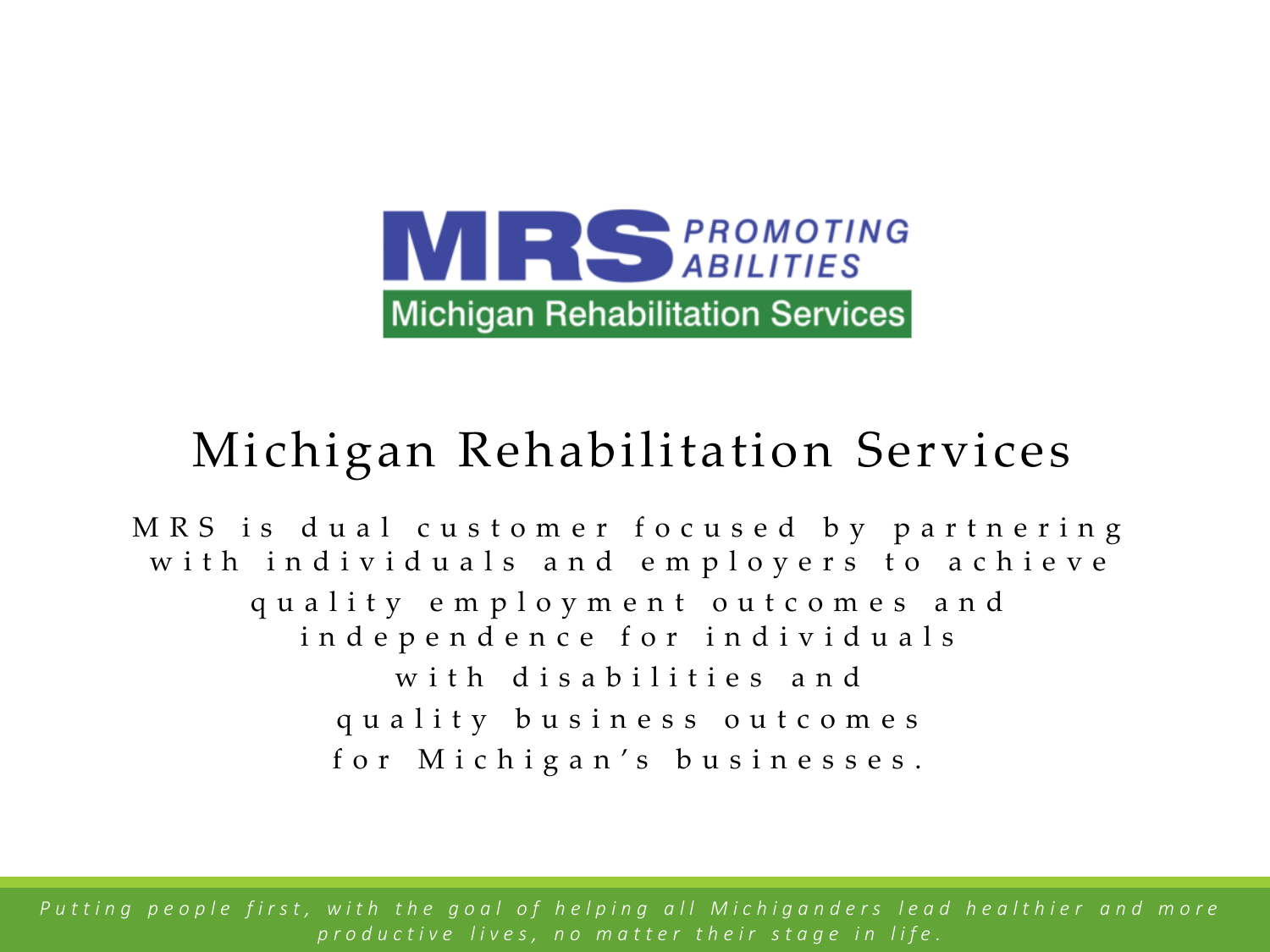MRS PROMOTING ABILITIES

Michigan Rehabilitation Services

# Michigan Rehabilitation Services

MRS is dual customer focused by partnering with individuals and employers to achieve quality employment outcomes and independence for individuals with disabilities and quality business outcomes for Michigan's businesses.

*Putting people first, with the goal of helping all Michiganders lead healthier and more productive lives, no matter their stage in life.*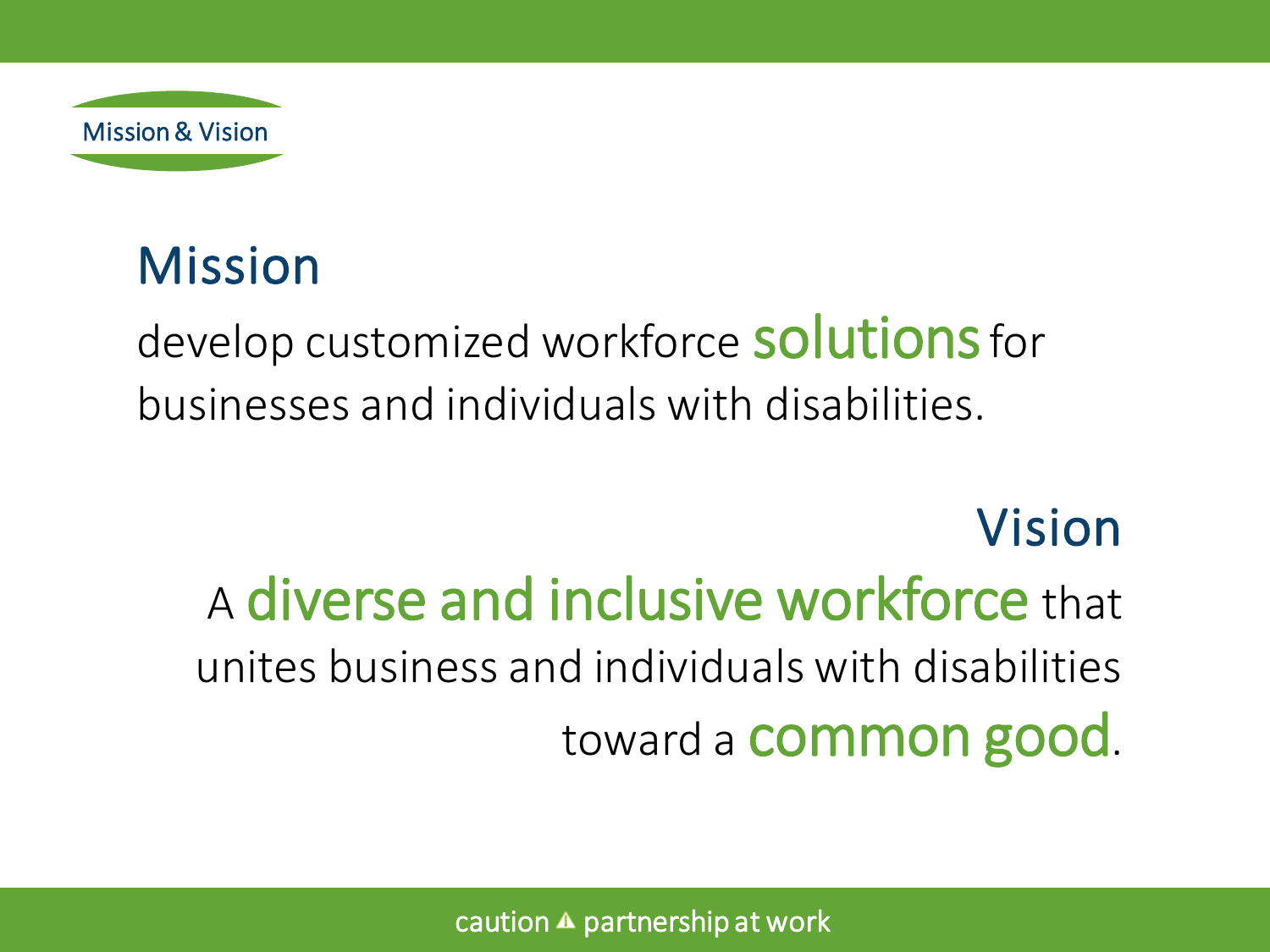Mission & Vision

## Mission

develop customized workforce solutions for businesses and individuals with disabilities.

## Vision

A diverse and inclusive workforce that unites business and individuals with disabilities toward a common good.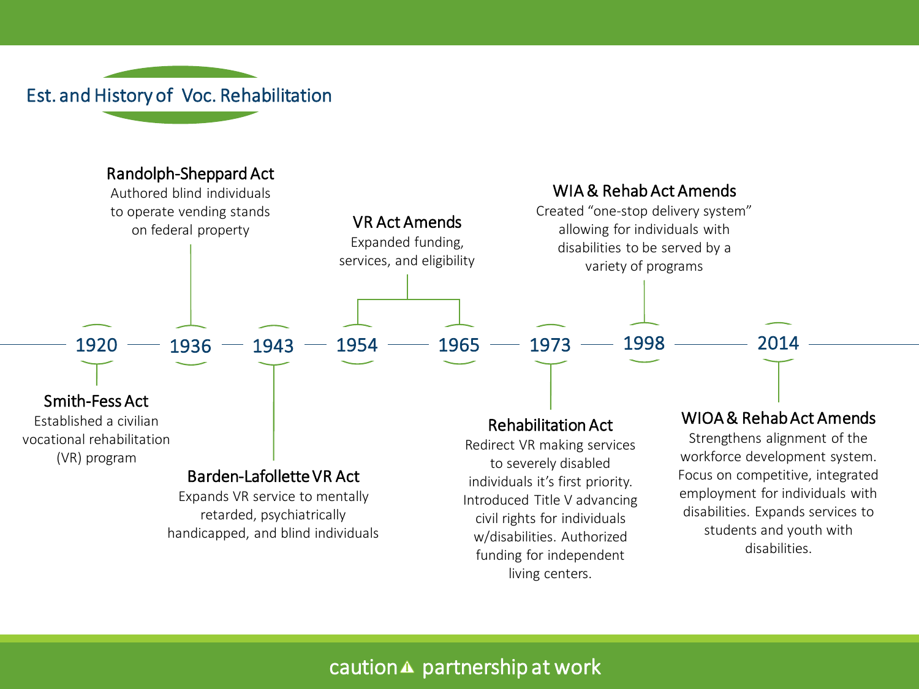# Est. and History of Voc. Rehabilitation

**1920 — Smith-Fess Act**
Established a civilian vocational rehabilitation (VR) program

**1936 — Randolph-Sheppard Act**
Authored blind individuals to operate vending stands on federal property

**1943 — Barden-Lafollette VR Act**
Expands VR service to mentally retarded, psychiatrically handicapped, and blind individuals

**1954, 1965 — VR Act Amends**
Expanded funding, services, and eligibility

**1973 — Rehabilitation Act**
Redirect VR making services to severely disabled individuals it's first priority. Introduced Title V advancing civil rights for individuals w/disabilities. Authorized funding for independent living centers.

**1998 — WIA & Rehab Act Amends**
Created "one-stop delivery system" allowing for individuals with disabilities to be served by a variety of programs

**2014 — WIOA & Rehab Act Amends**
Strengthens alignment of the workforce development system. Focus on competitive, integrated employment for individuals with disabilities. Expands services to students and youth with disabilities.

caution ⚠ partnership at work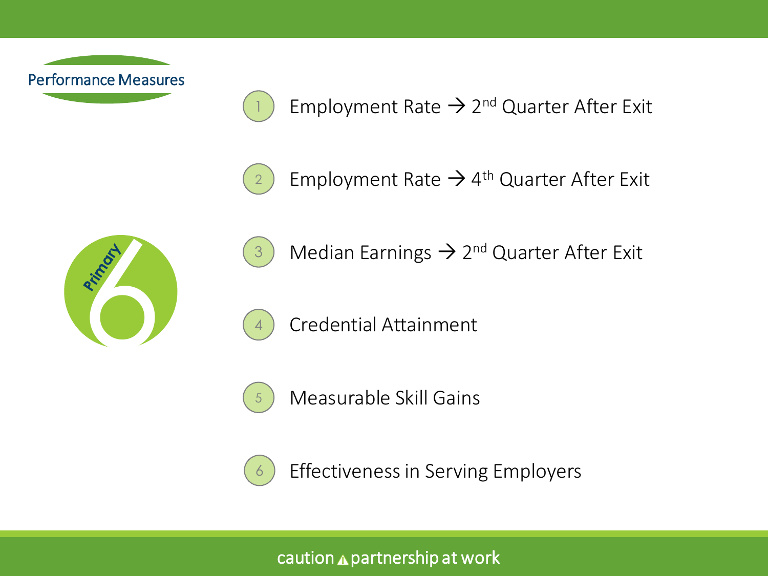## Performance Measures

Primary 6

1. Employment Rate → 2nd Quarter After Exit
2. Employment Rate → 4th Quarter After Exit
3. Median Earnings → 2nd Quarter After Exit
4. Credential Attainment
5. Measurable Skill Gains
6. Effectiveness in Serving Employers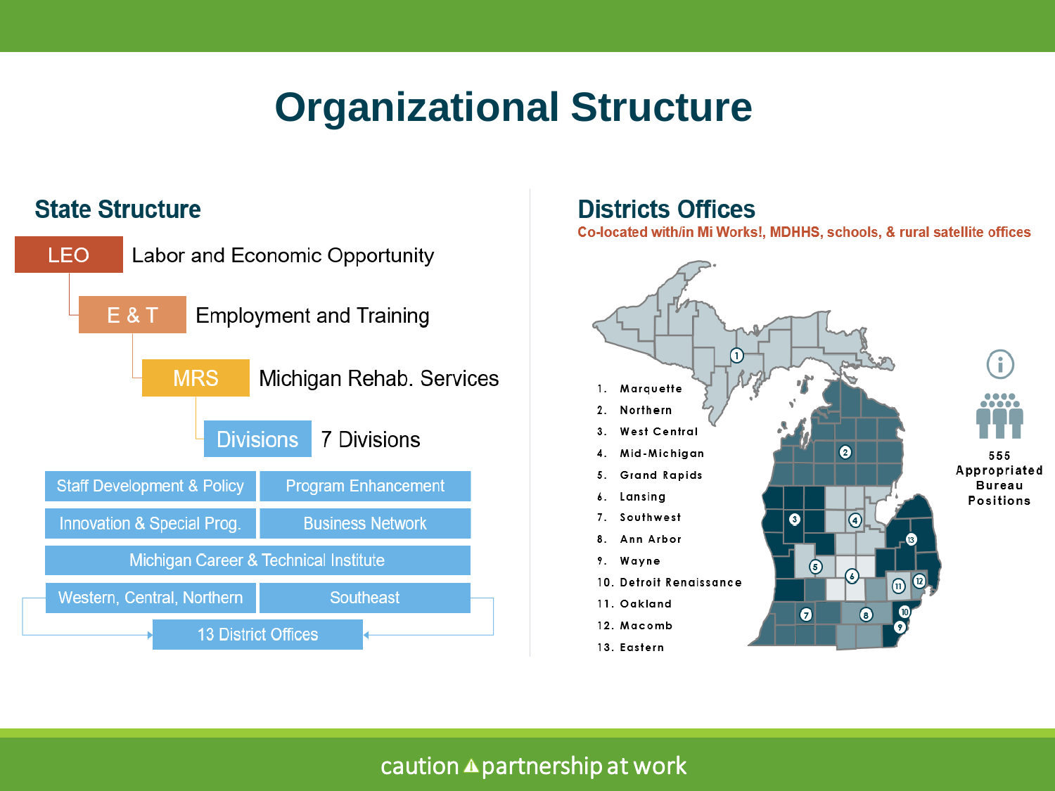# Organizational Structure

## State Structure

- **LEO** — Labor and Economic Opportunity
  - **E & T** — Employment and Training
    - **MRS** — Michigan Rehab. Services
      - **Divisions** — 7 Divisions

| | |
|---|---|
| Staff Development & Policy | Program Enhancement |
| Innovation & Special Prog. | Business Network |
| Michigan Career & Technical Institute | |
| Western, Central, Northern | Southeast |

13 District Offices

## Districts Offices

Co-located with/in Mi Works!, MDHHS, schools, & rural satellite offices

1. Marquette
2. Northern
3. West Central
4. Mid-Michigan
5. Grand Rapids
6. Lansing
7. Southwest
8. Ann Arbor
9. Wayne
10. Detroit Renaissance
11. Oakland
12. Macomb
13. Eastern

555 Appropriated Bureau Positions

caution partnership at work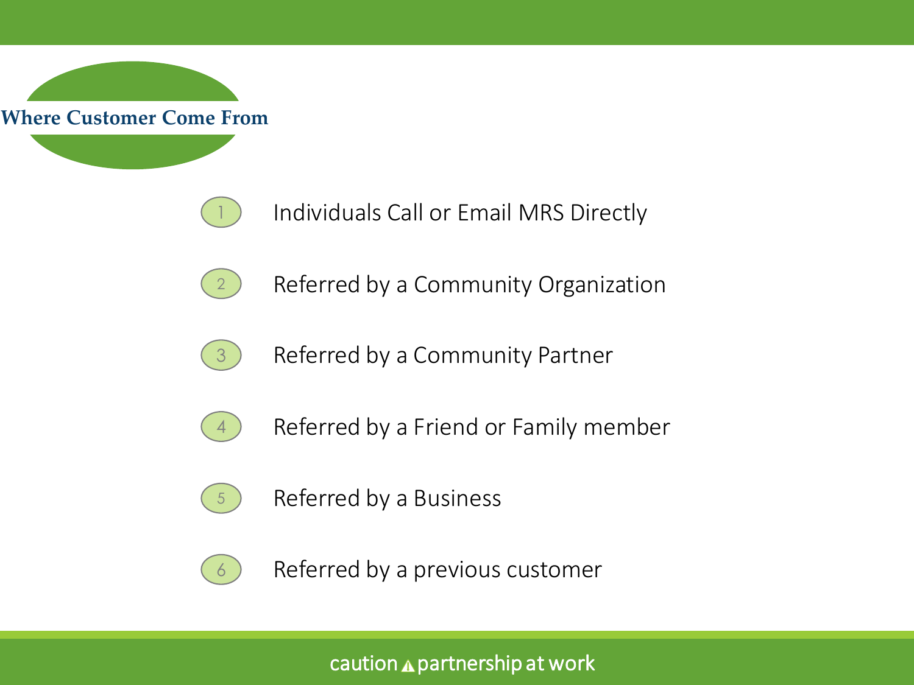# Where Customer Come From

1. Individuals Call or Email MRS Directly
2. Referred by a Community Organization
3. Referred by a Community Partner
4. Referred by a Friend or Family member
5. Referred by a Business
6. Referred by a previous customer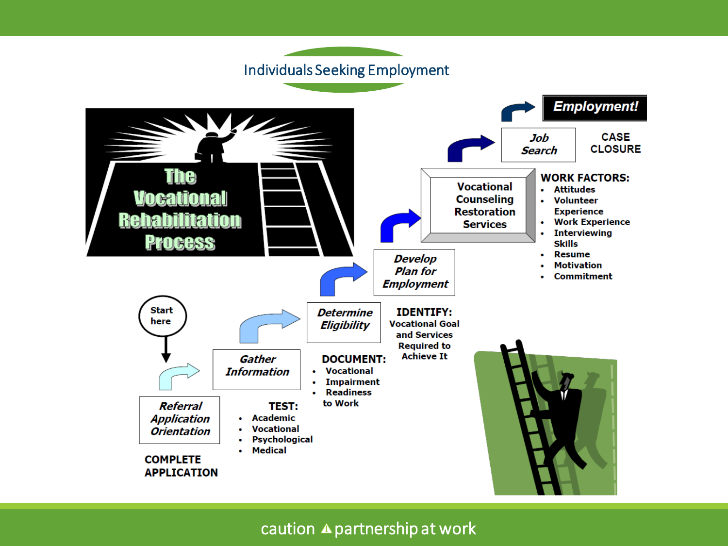# Individuals Seeking Employment

## The Vocational Rehabilitation Process

Start here

***Referral Application Orientation***

COMPLETE APPLICATION

***Gather Information***

**TEST:**

- Academic
- Vocational
- Psychological
- Medical

***Determine Eligibility***

**DOCUMENT:**

- Vocational
- Impairment
- Readiness to Work

***Develop Plan for Employment***

**IDENTIFY:** Vocational Goal and Services Required to Achieve It

**Vocational Counseling Restoration Services**

**WORK FACTORS:**

- Attitudes
- Volunteer Experience
- Work Experience
- Interviewing Skills
- Resume
- Motivation
- Commitment

***Job Search***

CASE CLOSURE

***Employment!***

caution partnership at work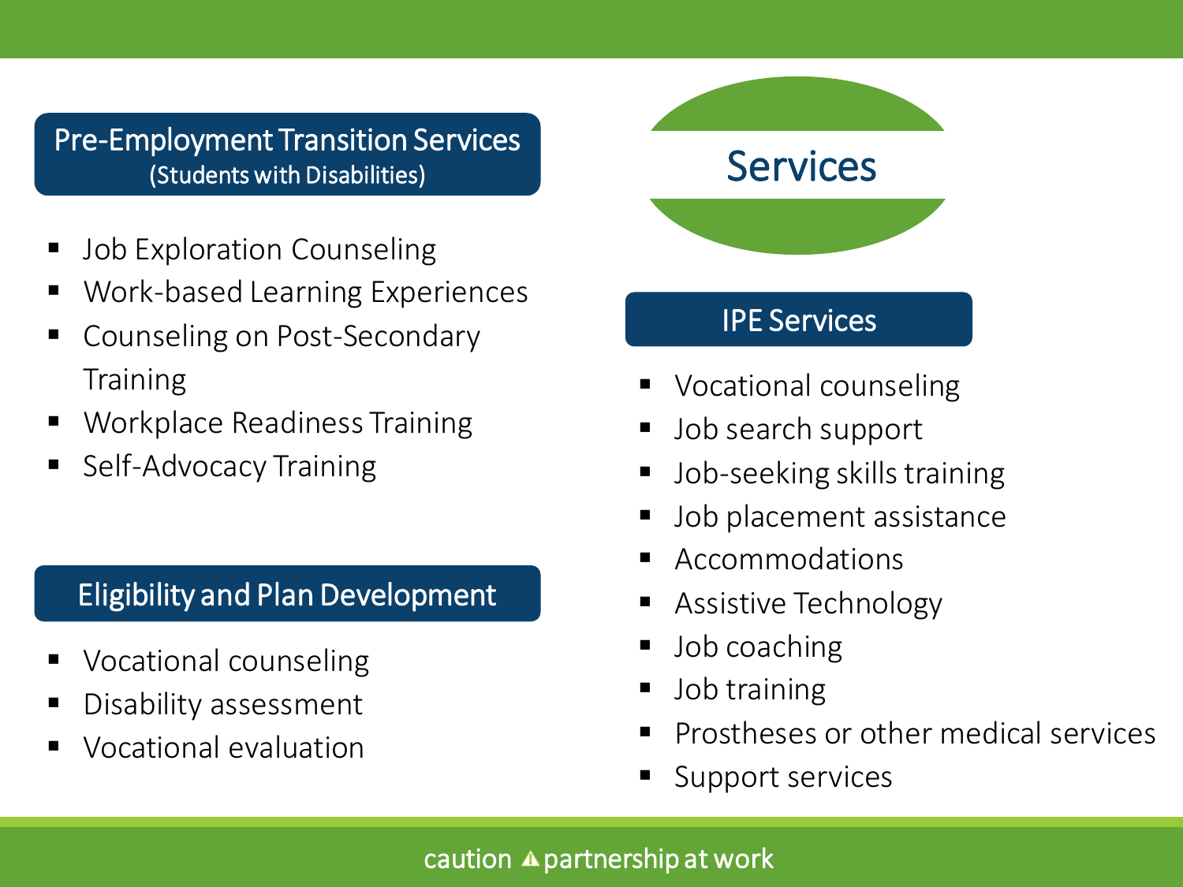# Services

## Pre-Employment Transition Services
(Students with Disabilities)

- Job Exploration Counseling
- Work-based Learning Experiences
- Counseling on Post-Secondary Training
- Workplace Readiness Training
- Self-Advocacy Training

## Eligibility and Plan Development

- Vocational counseling
- Disability assessment
- Vocational evaluation

## IPE Services

- Vocational counseling
- Job search support
- Job-seeking skills training
- Job placement assistance
- Accommodations
- Assistive Technology
- Job coaching
- Job training
- Prostheses or other medical services
- Support services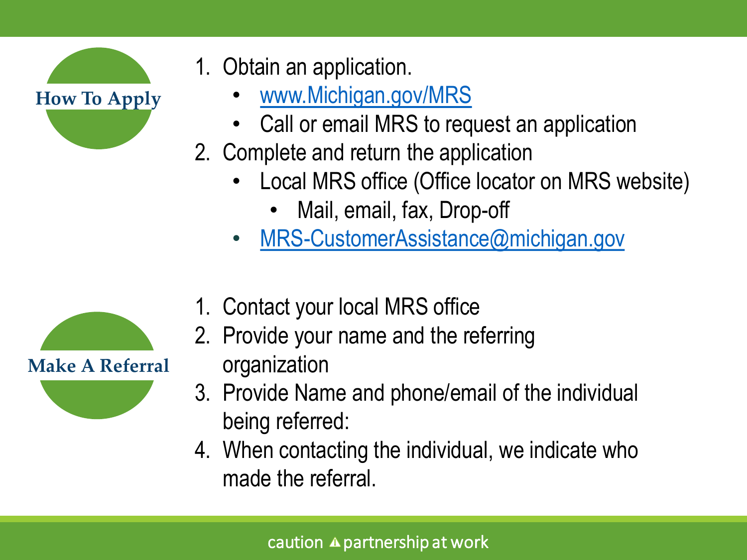## How To Apply

1. Obtain an application.
   - www.Michigan.gov/MRS
   - Call or email MRS to request an application
2. Complete and return the application
   - Local MRS office (Office locator on MRS website)
     - Mail, email, fax, Drop-off
   - MRS-CustomerAssistance@michigan.gov

## Make A Referral

1. Contact your local MRS office
2. Provide your name and the referring organization
3. Provide Name and phone/email of the individual being referred:
4. When contacting the individual, we indicate who made the referral.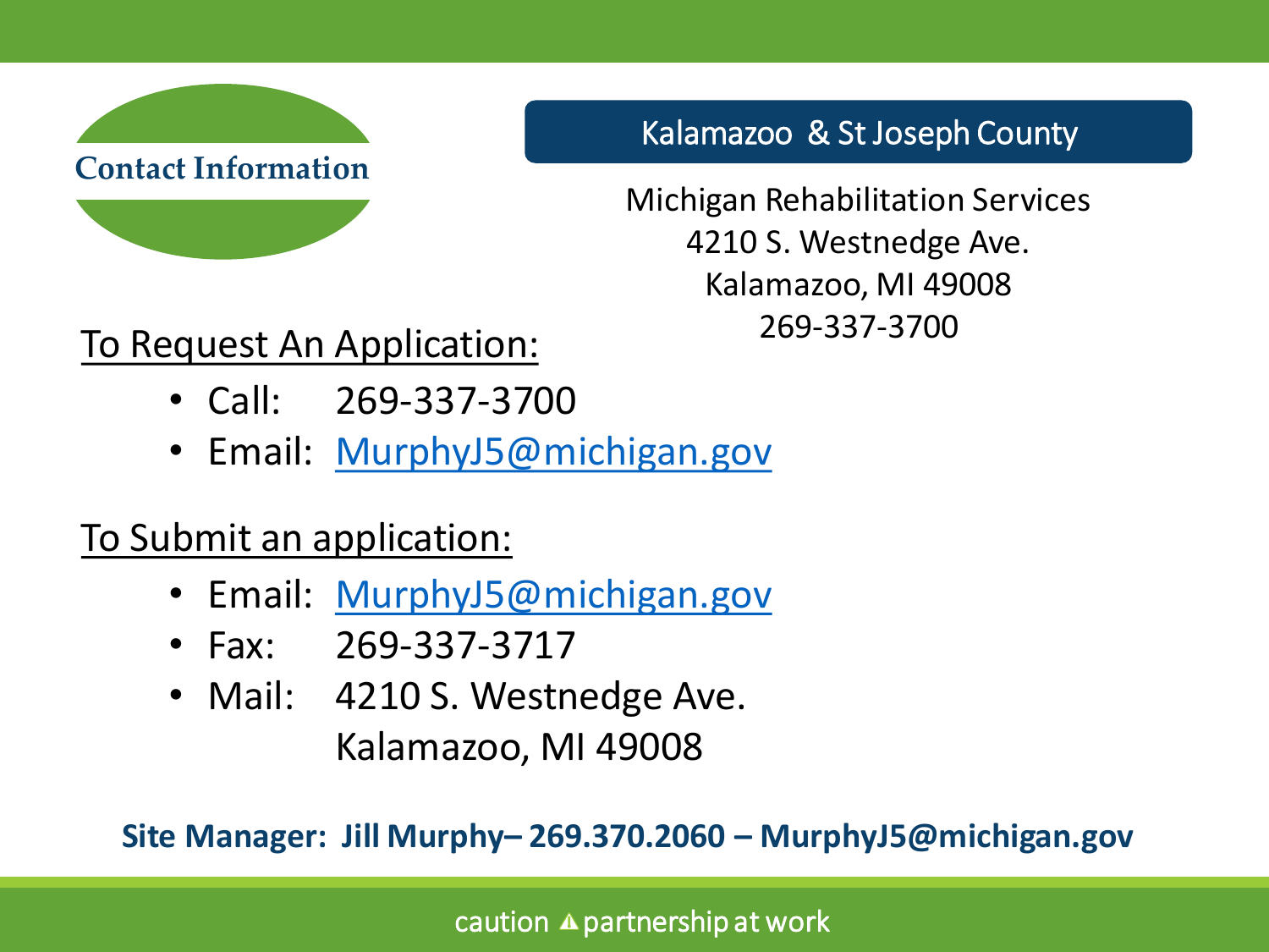# Contact Information

## Kalamazoo & St Joseph County

Michigan Rehabilitation Services
4210 S. Westnedge Ave.
Kalamazoo, MI 49008
269-337-3700

**To Request An Application:**

- Call: 269-337-3700
- Email: MurphyJ5@michigan.gov

**To Submit an application:**

- Email: MurphyJ5@michigan.gov
- Fax: 269-337-3717
- Mail: 4210 S. Westnedge Ave.
  Kalamazoo, MI 49008

**Site Manager: Jill Murphy– 269.370.2060 – MurphyJ5@michigan.gov**

caution ⚠ partnership at work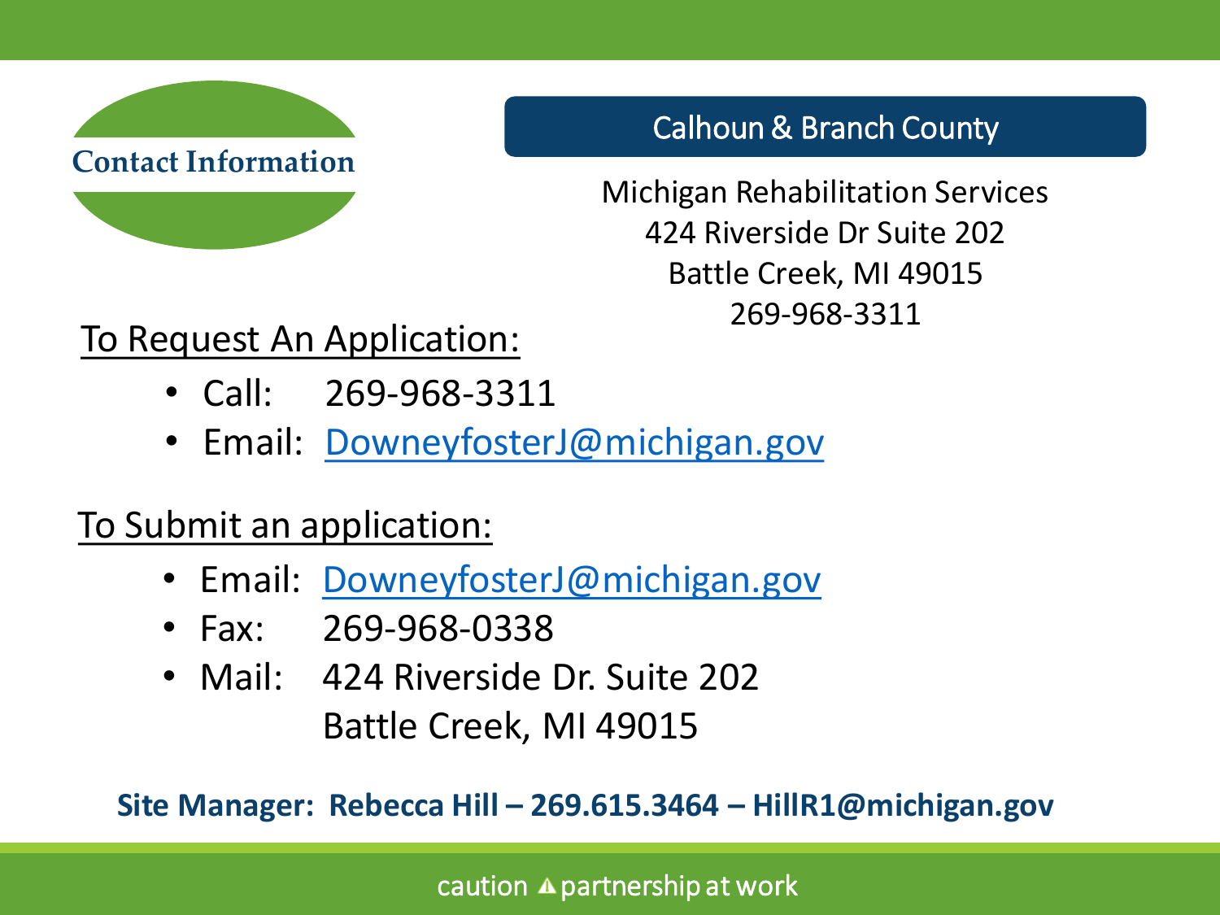# Contact Information

## Calhoun & Branch County

Michigan Rehabilitation Services
424 Riverside Dr Suite 202
Battle Creek, MI 49015
269-968-3311

### To Request An Application:

- Call: 269-968-3311
- Email: DowneyfosterJ@michigan.gov

### To Submit an application:

- Email: DowneyfosterJ@michigan.gov
- Fax: 269-968-0338
- Mail: 424 Riverside Dr. Suite 202
  Battle Creek, MI 49015

**Site Manager: Rebecca Hill – 269.615.3464 – HillR1@michigan.gov**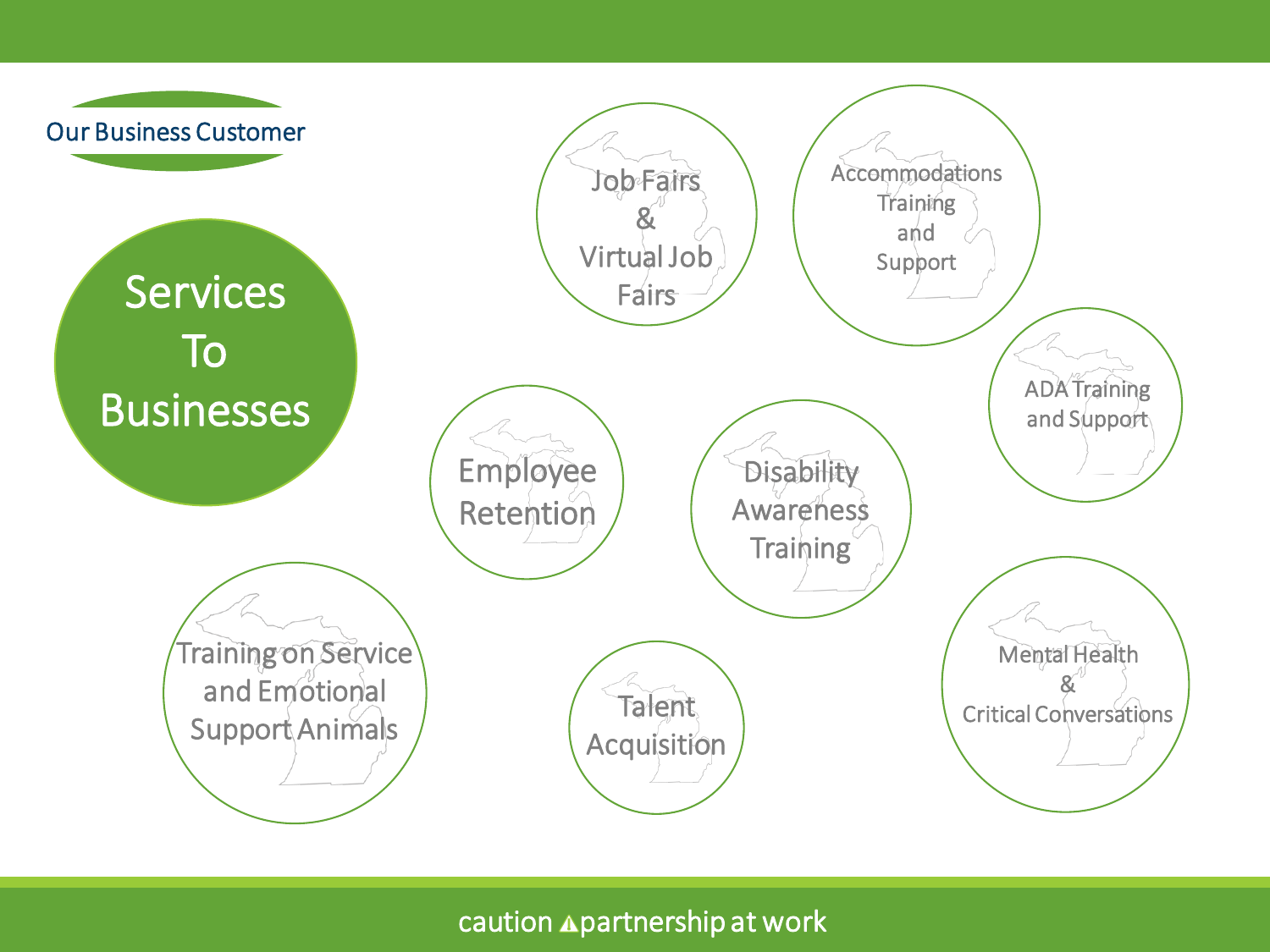Our Business Customer

# Services To Businesses

- Job Fairs & Virtual Job Fairs
- Accommodations Training and Support
- ADA Training and Support
- Employee Retention
- Disability Awareness Training
- Training on Service and Emotional Support Animals
- Talent Acquisition
- Mental Health & Critical Conversations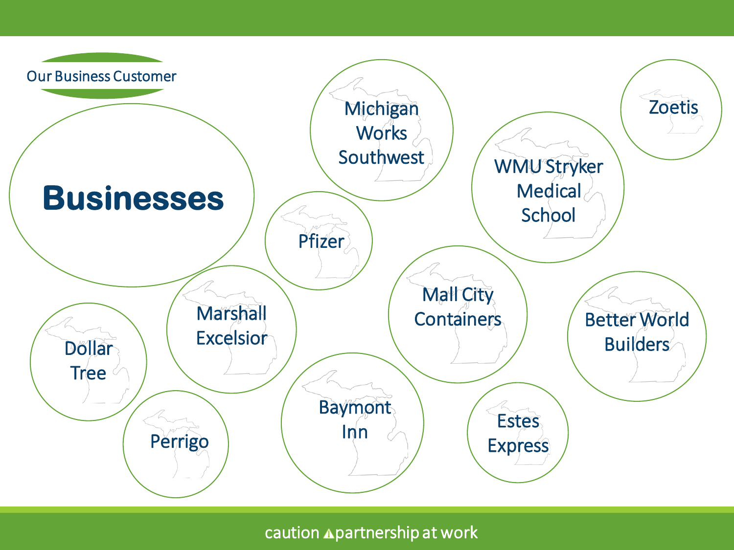## Our Business Customer

# Businesses

- Michigan Works Southwest
- Zoetis
- WMU Stryker Medical School
- Pfizer
- Mall City Containers
- Better World Builders
- Marshall Excelsior
- Dollar Tree
- Perrigo
- Baymont Inn
- Estes Express

caution partnership at work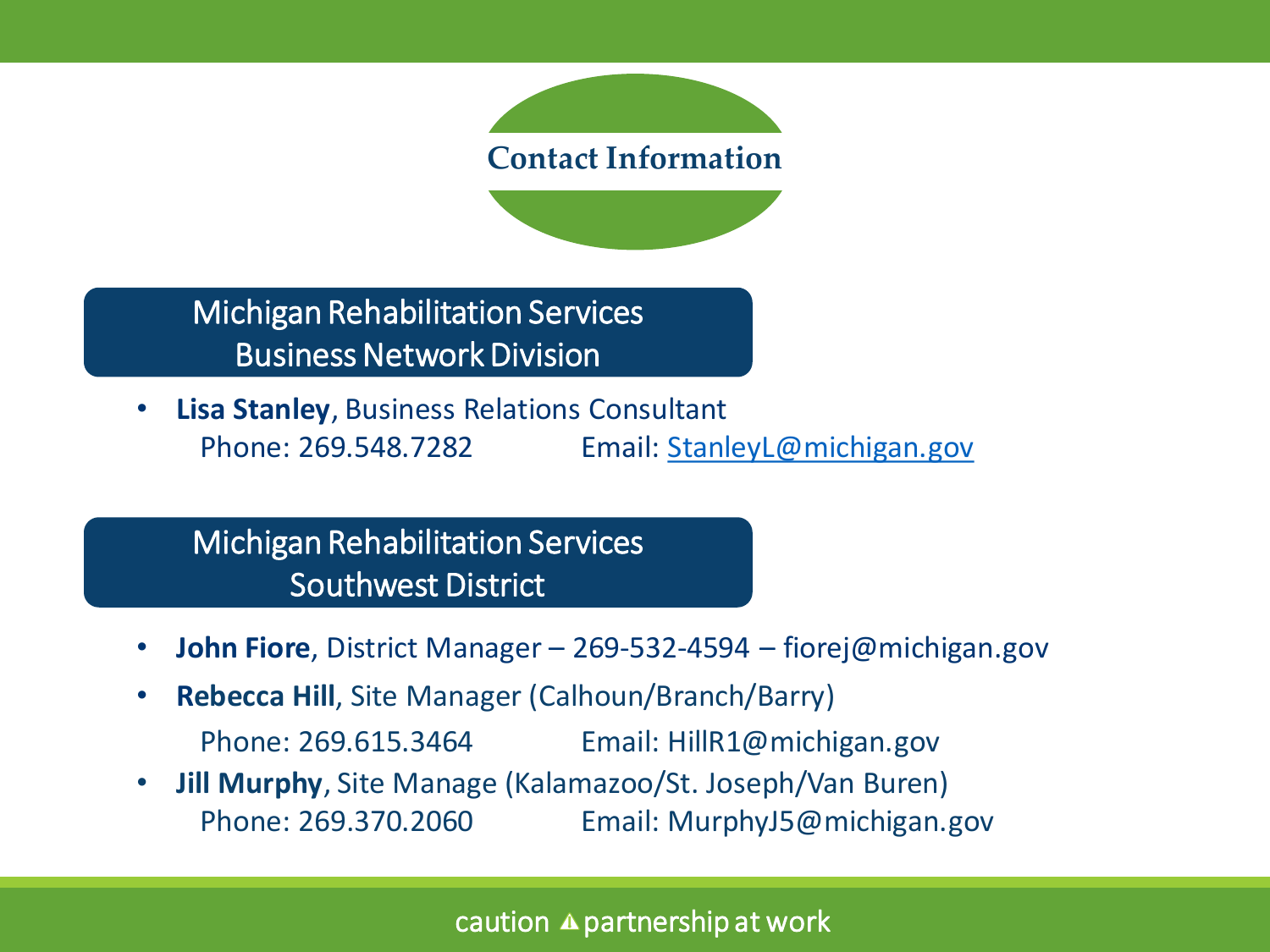# Contact Information

## Michigan Rehabilitation Services Business Network Division

- **Lisa Stanley**, Business Relations Consultant
  Phone: 269.548.7282 Email: StanleyL@michigan.gov

## Michigan Rehabilitation Services Southwest District

- **John Fiore**, District Manager – 269-532-4594 – fiorej@michigan.gov
- **Rebecca Hill**, Site Manager (Calhoun/Branch/Barry)
  Phone: 269.615.3464 Email: HillR1@michigan.gov
- **Jill Murphy**, Site Manage (Kalamazoo/St. Joseph/Van Buren)
  Phone: 269.370.2060 Email: MurphyJ5@michigan.gov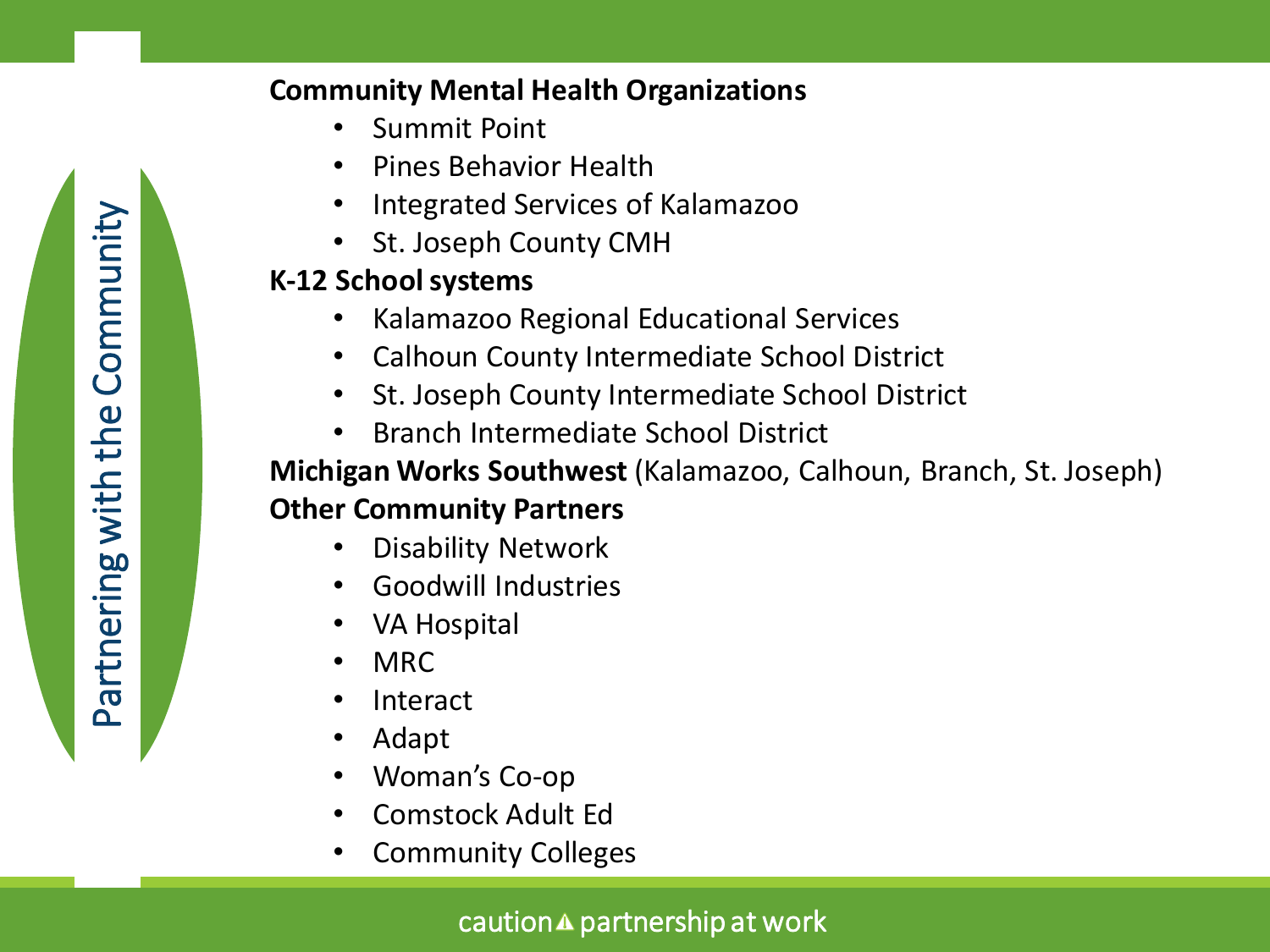## Partnering with the Community

**Community Mental Health Organizations**

- Summit Point
- Pines Behavior Health
- Integrated Services of Kalamazoo
- St. Joseph County CMH

**K-12 School systems**

- Kalamazoo Regional Educational Services
- Calhoun County Intermediate School District
- St. Joseph County Intermediate School District
- Branch Intermediate School District

**Michigan Works Southwest** (Kalamazoo, Calhoun, Branch, St. Joseph)

**Other Community Partners**

- Disability Network
- Goodwill Industries
- VA Hospital
- MRC
- Interact
- Adapt
- Woman's Co-op
- Comstock Adult Ed
- Community Colleges

caution ⚠ partnership at work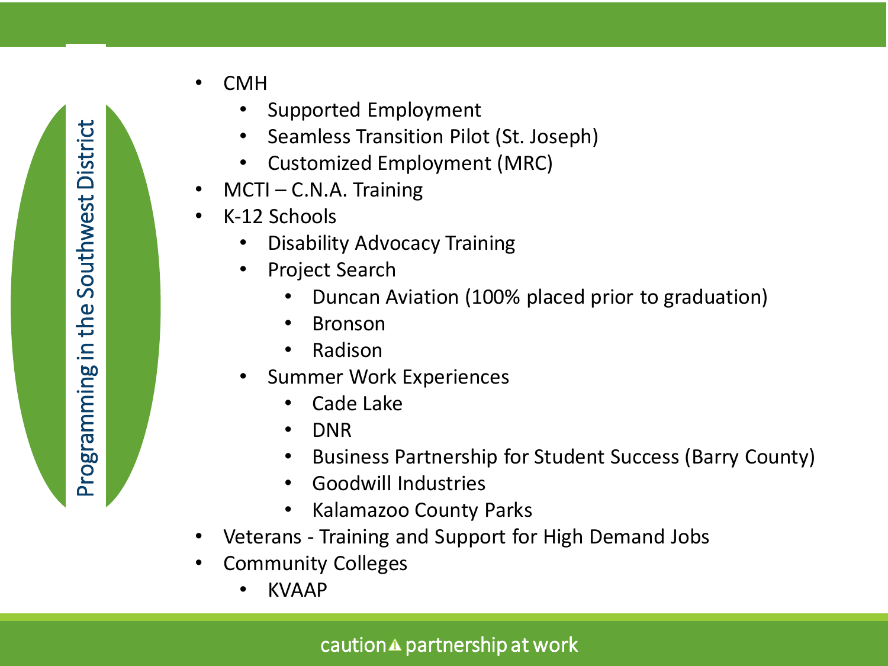## Programming in the Southwest District

- CMH
  - Supported Employment
  - Seamless Transition Pilot (St. Joseph)
  - Customized Employment (MRC)
- MCTI – C.N.A. Training
- K-12 Schools
  - Disability Advocacy Training
  - Project Search
    - Duncan Aviation (100% placed prior to graduation)
    - Bronson
    - Radison
  - Summer Work Experiences
    - Cade Lake
    - DNR
    - Business Partnership for Student Success (Barry County)
    - Goodwill Industries
    - Kalamazoo County Parks
- Veterans - Training and Support for High Demand Jobs
- Community Colleges
  - KVAAP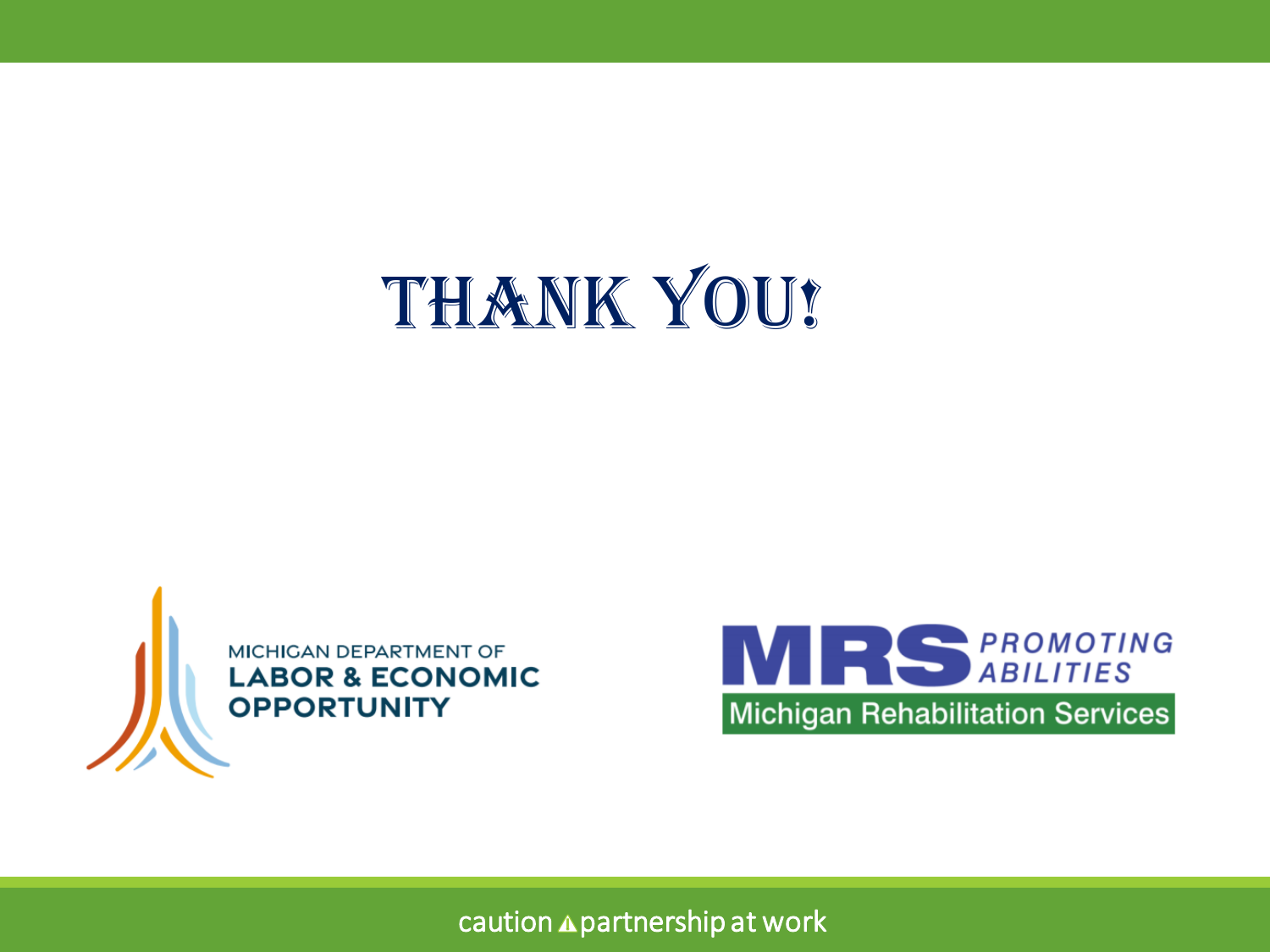# Thank You!

MICHIGAN DEPARTMENT OF
**LABOR & ECONOMIC OPPORTUNITY**

**MRS** PROMOTING ABILITIES
Michigan Rehabilitation Services

caution partnership at work